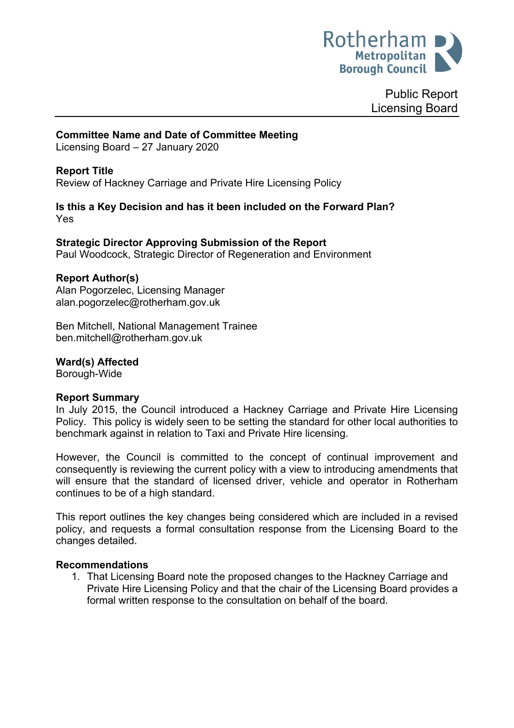Rotherham Metropolitan Borough Council

Public Report
Licensing Board

**Committee Name and Date of Committee Meeting**
Licensing Board – 27 January 2020

**Report Title**
Review of Hackney Carriage and Private Hire Licensing Policy

**Is this a Key Decision and has it been included on the Forward Plan?**
Yes

**Strategic Director Approving Submission of the Report**
Paul Woodcock, Strategic Director of Regeneration and Environment

**Report Author(s)**
Alan Pogorzelec, Licensing Manager
alan.pogorzelec@rotherham.gov.uk

Ben Mitchell, National Management Trainee
ben.mitchell@rotherham.gov.uk

**Ward(s) Affected**
Borough-Wide

**Report Summary**
In July 2015, the Council introduced a Hackney Carriage and Private Hire Licensing Policy. This policy is widely seen to be setting the standard for other local authorities to benchmark against in relation to Taxi and Private Hire licensing.

However, the Council is committed to the concept of continual improvement and consequently is reviewing the current policy with a view to introducing amendments that will ensure that the standard of licensed driver, vehicle and operator in Rotherham continues to be of a high standard.

This report outlines the key changes being considered which are included in a revised policy, and requests a formal consultation response from the Licensing Board to the changes detailed.

**Recommendations**

1. That Licensing Board note the proposed changes to the Hackney Carriage and Private Hire Licensing Policy and that the chair of the Licensing Board provides a formal written response to the consultation on behalf of the board.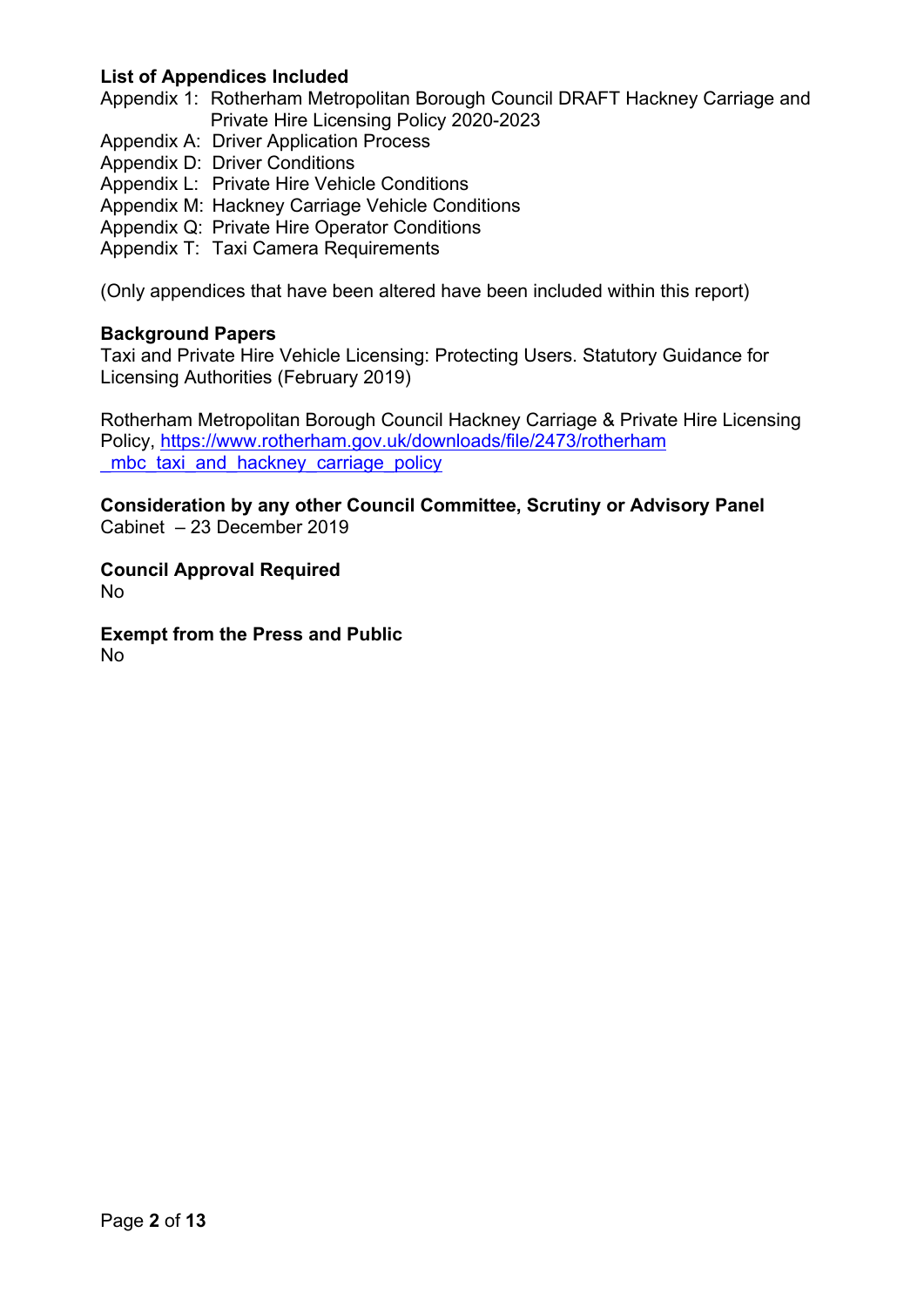**List of Appendices Included**

Appendix 1: Rotherham Metropolitan Borough Council DRAFT Hackney Carriage and Private Hire Licensing Policy 2020-2023
Appendix A: Driver Application Process
Appendix D: Driver Conditions
Appendix L: Private Hire Vehicle Conditions
Appendix M: Hackney Carriage Vehicle Conditions
Appendix Q: Private Hire Operator Conditions
Appendix T: Taxi Camera Requirements

(Only appendices that have been altered have been included within this report)

**Background Papers**

Taxi and Private Hire Vehicle Licensing: Protecting Users. Statutory Guidance for Licensing Authorities (February 2019)

Rotherham Metropolitan Borough Council Hackney Carriage & Private Hire Licensing Policy, [https://www.rotherham.gov.uk/downloads/file/2473/rotherham_mbc_taxi_and_hackney_carriage_policy](https://www.rotherham.gov.uk/downloads/file/2473/rotherham_mbc_taxi_and_hackney_carriage_policy)

**Consideration by any other Council Committee, Scrutiny or Advisory Panel**

Cabinet – 23 December 2019

**Council Approval Required**

No

**Exempt from the Press and Public**

No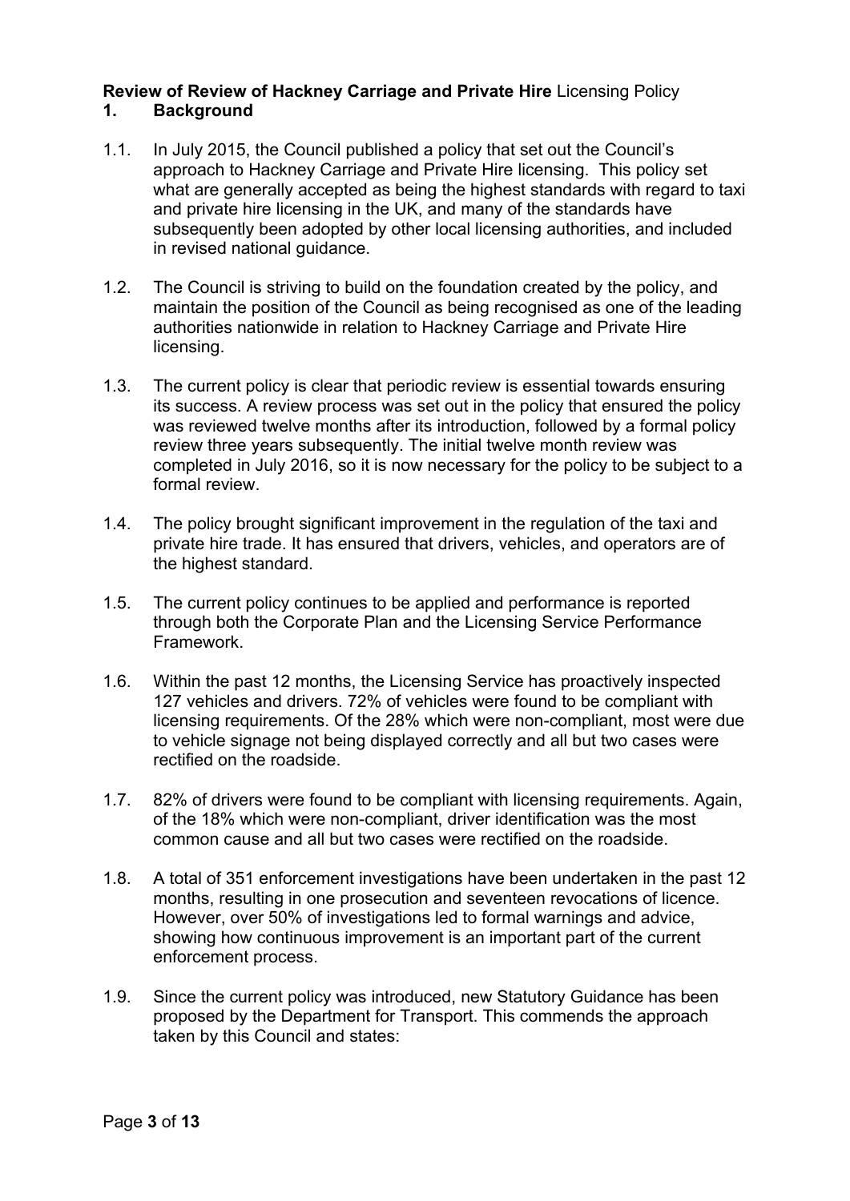**Review of Review of Hackney Carriage and Private Hire** Licensing Policy

## 1. Background

1.1. In July 2015, the Council published a policy that set out the Council's approach to Hackney Carriage and Private Hire licensing. This policy set what are generally accepted as being the highest standards with regard to taxi and private hire licensing in the UK, and many of the standards have subsequently been adopted by other local licensing authorities, and included in revised national guidance.

1.2. The Council is striving to build on the foundation created by the policy, and maintain the position of the Council as being recognised as one of the leading authorities nationwide in relation to Hackney Carriage and Private Hire licensing.

1.3. The current policy is clear that periodic review is essential towards ensuring its success. A review process was set out in the policy that ensured the policy was reviewed twelve months after its introduction, followed by a formal policy review three years subsequently. The initial twelve month review was completed in July 2016, so it is now necessary for the policy to be subject to a formal review.

1.4. The policy brought significant improvement in the regulation of the taxi and private hire trade. It has ensured that drivers, vehicles, and operators are of the highest standard.

1.5. The current policy continues to be applied and performance is reported through both the Corporate Plan and the Licensing Service Performance Framework.

1.6. Within the past 12 months, the Licensing Service has proactively inspected 127 vehicles and drivers. 72% of vehicles were found to be compliant with licensing requirements. Of the 28% which were non-compliant, most were due to vehicle signage not being displayed correctly and all but two cases were rectified on the roadside.

1.7. 82% of drivers were found to be compliant with licensing requirements. Again, of the 18% which were non-compliant, driver identification was the most common cause and all but two cases were rectified on the roadside.

1.8. A total of 351 enforcement investigations have been undertaken in the past 12 months, resulting in one prosecution and seventeen revocations of licence. However, over 50% of investigations led to formal warnings and advice, showing how continuous improvement is an important part of the current enforcement process.

1.9. Since the current policy was introduced, new Statutory Guidance has been proposed by the Department for Transport. This commends the approach taken by this Council and states: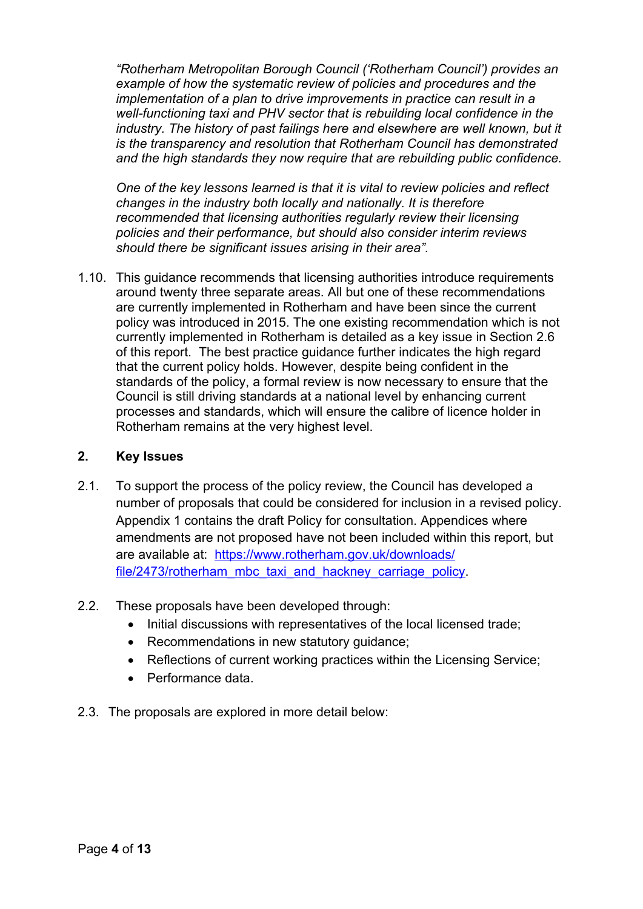*"Rotherham Metropolitan Borough Council ('Rotherham Council') provides an example of how the systematic review of policies and procedures and the implementation of a plan to drive improvements in practice can result in a well-functioning taxi and PHV sector that is rebuilding local confidence in the industry. The history of past failings here and elsewhere are well known, but it is the transparency and resolution that Rotherham Council has demonstrated and the high standards they now require that are rebuilding public confidence.*

*One of the key lessons learned is that it is vital to review policies and reflect changes in the industry both locally and nationally. It is therefore recommended that licensing authorities regularly review their licensing policies and their performance, but should also consider interim reviews should there be significant issues arising in their area".*

1.10. This guidance recommends that licensing authorities introduce requirements around twenty three separate areas. All but one of these recommendations are currently implemented in Rotherham and have been since the current policy was introduced in 2015. The one existing recommendation which is not currently implemented in Rotherham is detailed as a key issue in Section 2.6 of this report. The best practice guidance further indicates the high regard that the current policy holds. However, despite being confident in the standards of the policy, a formal review is now necessary to ensure that the Council is still driving standards at a national level by enhancing current processes and standards, which will ensure the calibre of licence holder in Rotherham remains at the very highest level.

## 2. Key Issues

2.1. To support the process of the policy review, the Council has developed a number of proposals that could be considered for inclusion in a revised policy. Appendix 1 contains the draft Policy for consultation. Appendices where amendments are not proposed have not been included within this report, but are available at: [https://www.rotherham.gov.uk/downloads/file/2473/rotherham_mbc_taxi_and_hackney_carriage_policy](https://www.rotherham.gov.uk/downloads/file/2473/rotherham_mbc_taxi_and_hackney_carriage_policy).

2.2. These proposals have been developed through:

- Initial discussions with representatives of the local licensed trade;
- Recommendations in new statutory guidance;
- Reflections of current working practices within the Licensing Service;
- Performance data.

2.3. The proposals are explored in more detail below: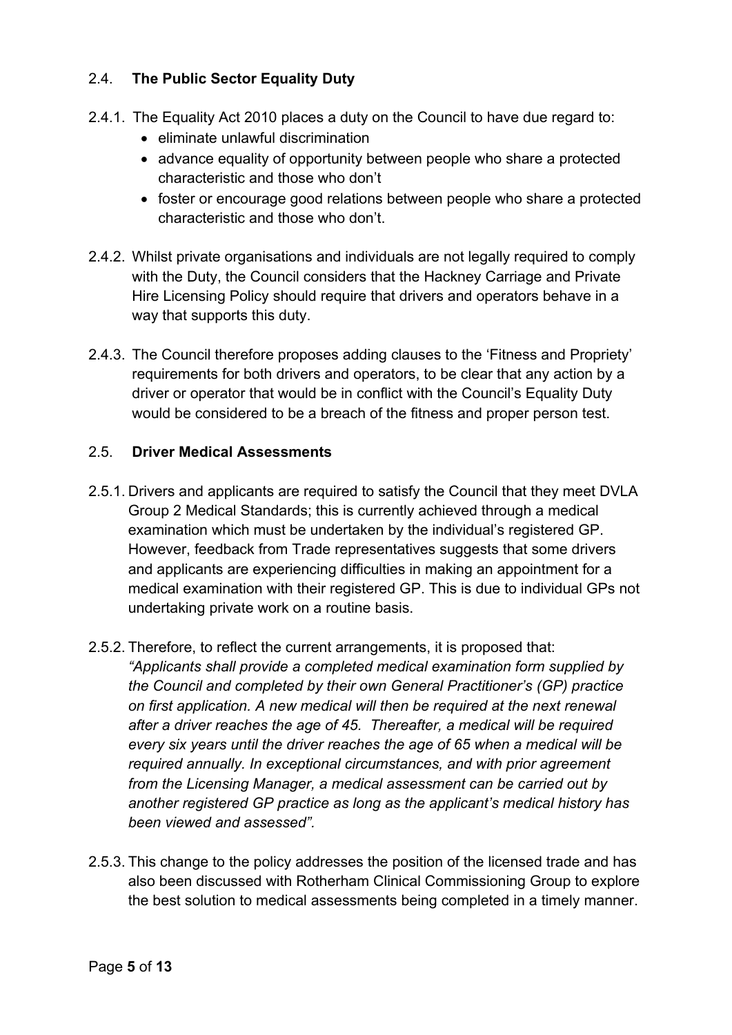### 2.4. **The Public Sector Equality Duty**

2.4.1. The Equality Act 2010 places a duty on the Council to have due regard to:

- eliminate unlawful discrimination
- advance equality of opportunity between people who share a protected characteristic and those who don't
- foster or encourage good relations between people who share a protected characteristic and those who don't.

2.4.2. Whilst private organisations and individuals are not legally required to comply with the Duty, the Council considers that the Hackney Carriage and Private Hire Licensing Policy should require that drivers and operators behave in a way that supports this duty.

2.4.3. The Council therefore proposes adding clauses to the 'Fitness and Propriety' requirements for both drivers and operators, to be clear that any action by a driver or operator that would be in conflict with the Council's Equality Duty would be considered to be a breach of the fitness and proper person test.

### 2.5. **Driver Medical Assessments**

2.5.1. Drivers and applicants are required to satisfy the Council that they meet DVLA Group 2 Medical Standards; this is currently achieved through a medical examination which must be undertaken by the individual's registered GP. However, feedback from Trade representatives suggests that some drivers and applicants are experiencing difficulties in making an appointment for a medical examination with their registered GP. This is due to individual GPs not undertaking private work on a routine basis.

2.5.2. Therefore, to reflect the current arrangements, it is proposed that: *"Applicants shall provide a completed medical examination form supplied by the Council and completed by their own General Practitioner's (GP) practice on first application. A new medical will then be required at the next renewal after a driver reaches the age of 45. Thereafter, a medical will be required every six years until the driver reaches the age of 65 when a medical will be required annually. In exceptional circumstances, and with prior agreement from the Licensing Manager, a medical assessment can be carried out by another registered GP practice as long as the applicant's medical history has been viewed and assessed".*

2.5.3. This change to the policy addresses the position of the licensed trade and has also been discussed with Rotherham Clinical Commissioning Group to explore the best solution to medical assessments being completed in a timely manner.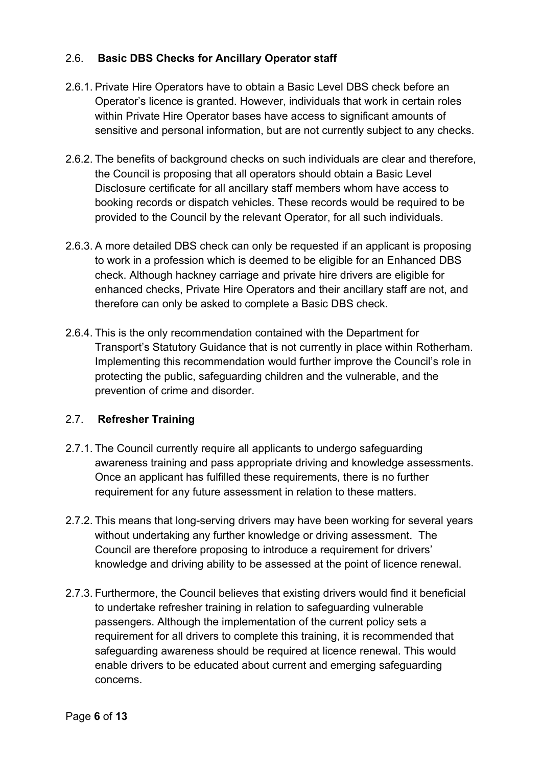## 2.6. **Basic DBS Checks for Ancillary Operator staff**

2.6.1. Private Hire Operators have to obtain a Basic Level DBS check before an Operator's licence is granted. However, individuals that work in certain roles within Private Hire Operator bases have access to significant amounts of sensitive and personal information, but are not currently subject to any checks.

2.6.2. The benefits of background checks on such individuals are clear and therefore, the Council is proposing that all operators should obtain a Basic Level Disclosure certificate for all ancillary staff members whom have access to booking records or dispatch vehicles. These records would be required to be provided to the Council by the relevant Operator, for all such individuals.

2.6.3. A more detailed DBS check can only be requested if an applicant is proposing to work in a profession which is deemed to be eligible for an Enhanced DBS check. Although hackney carriage and private hire drivers are eligible for enhanced checks, Private Hire Operators and their ancillary staff are not, and therefore can only be asked to complete a Basic DBS check.

2.6.4. This is the only recommendation contained with the Department for Transport's Statutory Guidance that is not currently in place within Rotherham. Implementing this recommendation would further improve the Council's role in protecting the public, safeguarding children and the vulnerable, and the prevention of crime and disorder.

## 2.7. **Refresher Training**

2.7.1. The Council currently require all applicants to undergo safeguarding awareness training and pass appropriate driving and knowledge assessments. Once an applicant has fulfilled these requirements, there is no further requirement for any future assessment in relation to these matters.

2.7.2. This means that long-serving drivers may have been working for several years without undertaking any further knowledge or driving assessment. The Council are therefore proposing to introduce a requirement for drivers' knowledge and driving ability to be assessed at the point of licence renewal.

2.7.3. Furthermore, the Council believes that existing drivers would find it beneficial to undertake refresher training in relation to safeguarding vulnerable passengers. Although the implementation of the current policy sets a requirement for all drivers to complete this training, it is recommended that safeguarding awareness should be required at licence renewal. This would enable drivers to be educated about current and emerging safeguarding concerns.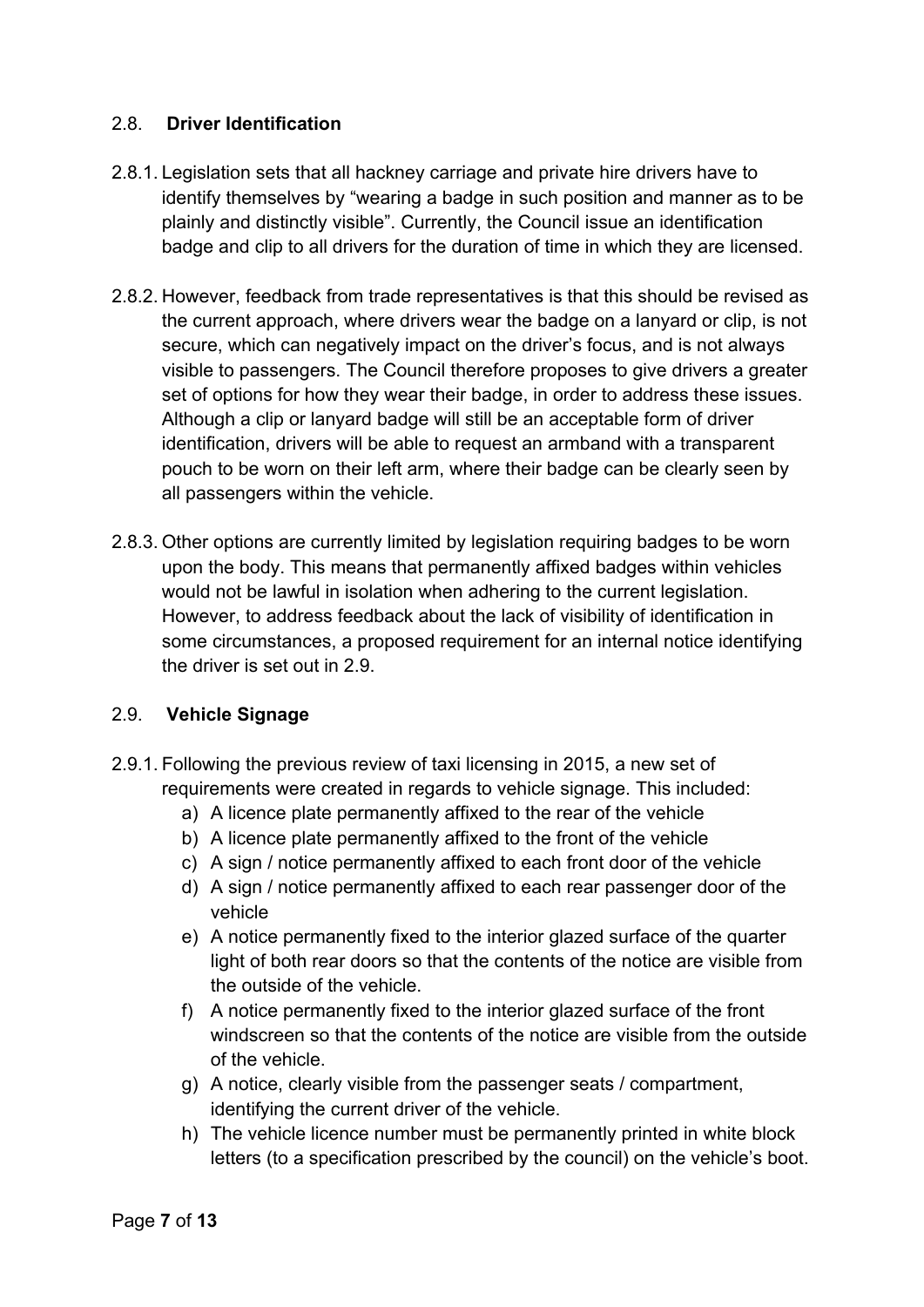## 2.8. **Driver Identification**

2.8.1. Legislation sets that all hackney carriage and private hire drivers have to identify themselves by "wearing a badge in such position and manner as to be plainly and distinctly visible". Currently, the Council issue an identification badge and clip to all drivers for the duration of time in which they are licensed.

2.8.2. However, feedback from trade representatives is that this should be revised as the current approach, where drivers wear the badge on a lanyard or clip, is not secure, which can negatively impact on the driver's focus, and is not always visible to passengers. The Council therefore proposes to give drivers a greater set of options for how they wear their badge, in order to address these issues. Although a clip or lanyard badge will still be an acceptable form of driver identification, drivers will be able to request an armband with a transparent pouch to be worn on their left arm, where their badge can be clearly seen by all passengers within the vehicle.

2.8.3. Other options are currently limited by legislation requiring badges to be worn upon the body. This means that permanently affixed badges within vehicles would not be lawful in isolation when adhering to the current legislation. However, to address feedback about the lack of visibility of identification in some circumstances, a proposed requirement for an internal notice identifying the driver is set out in 2.9.

## 2.9. **Vehicle Signage**

2.9.1. Following the previous review of taxi licensing in 2015, a new set of requirements were created in regards to vehicle signage. This included:

a) A licence plate permanently affixed to the rear of the vehicle
b) A licence plate permanently affixed to the front of the vehicle
c) A sign / notice permanently affixed to each front door of the vehicle
d) A sign / notice permanently affixed to each rear passenger door of the vehicle
e) A notice permanently fixed to the interior glazed surface of the quarter light of both rear doors so that the contents of the notice are visible from the outside of the vehicle.
f) A notice permanently fixed to the interior glazed surface of the front windscreen so that the contents of the notice are visible from the outside of the vehicle.
g) A notice, clearly visible from the passenger seats / compartment, identifying the current driver of the vehicle.
h) The vehicle licence number must be permanently printed in white block letters (to a specification prescribed by the council) on the vehicle's boot.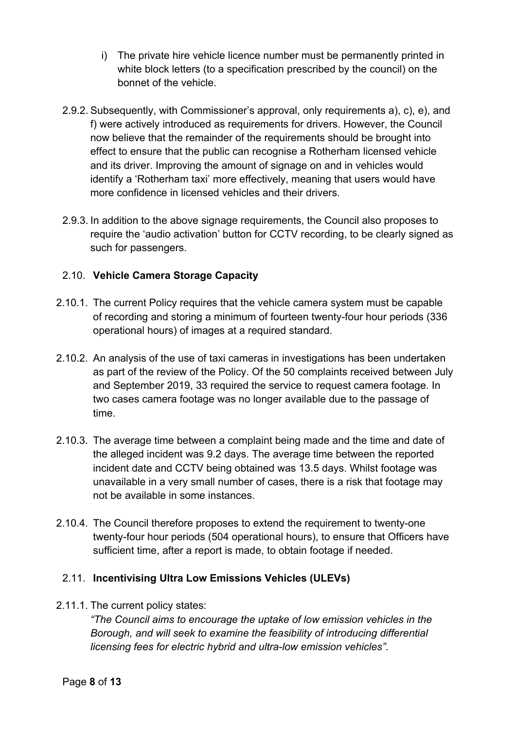i) The private hire vehicle licence number must be permanently printed in white block letters (to a specification prescribed by the council) on the bonnet of the vehicle.

2.9.2. Subsequently, with Commissioner's approval, only requirements a), c), e), and f) were actively introduced as requirements for drivers. However, the Council now believe that the remainder of the requirements should be brought into effect to ensure that the public can recognise a Rotherham licensed vehicle and its driver. Improving the amount of signage on and in vehicles would identify a 'Rotherham taxi' more effectively, meaning that users would have more confidence in licensed vehicles and their drivers.

2.9.3. In addition to the above signage requirements, the Council also proposes to require the 'audio activation' button for CCTV recording, to be clearly signed as such for passengers.

### 2.10. **Vehicle Camera Storage Capacity**

2.10.1. The current Policy requires that the vehicle camera system must be capable of recording and storing a minimum of fourteen twenty-four hour periods (336 operational hours) of images at a required standard.

2.10.2. An analysis of the use of taxi cameras in investigations has been undertaken as part of the review of the Policy. Of the 50 complaints received between July and September 2019, 33 required the service to request camera footage. In two cases camera footage was no longer available due to the passage of time.

2.10.3. The average time between a complaint being made and the time and date of the alleged incident was 9.2 days. The average time between the reported incident date and CCTV being obtained was 13.5 days. Whilst footage was unavailable in a very small number of cases, there is a risk that footage may not be available in some instances.

2.10.4. The Council therefore proposes to extend the requirement to twenty-one twenty-four hour periods (504 operational hours), to ensure that Officers have sufficient time, after a report is made, to obtain footage if needed.

### 2.11. **Incentivising Ultra Low Emissions Vehicles (ULEVs)**

2.11.1. The current policy states:
*"The Council aims to encourage the uptake of low emission vehicles in the Borough, and will seek to examine the feasibility of introducing differential licensing fees for electric hybrid and ultra-low emission vehicles".*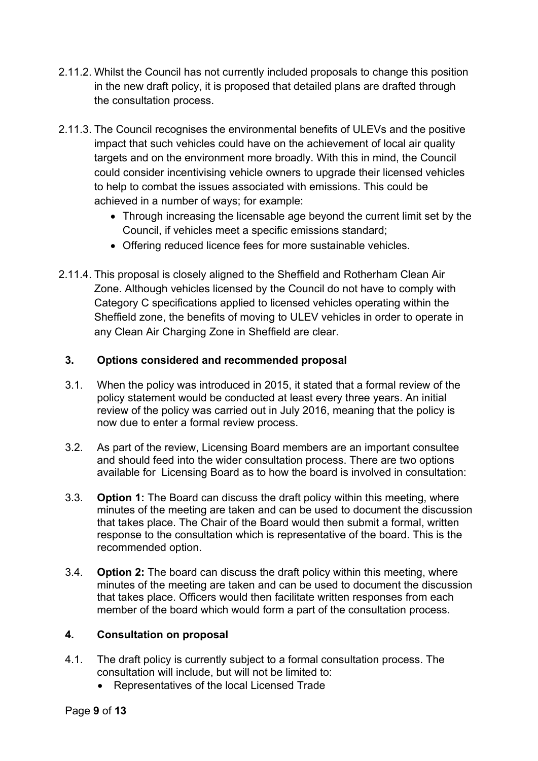2.11.2. Whilst the Council has not currently included proposals to change this position in the new draft policy, it is proposed that detailed plans are drafted through the consultation process.

2.11.3. The Council recognises the environmental benefits of ULEVs and the positive impact that such vehicles could have on the achievement of local air quality targets and on the environment more broadly. With this in mind, the Council could consider incentivising vehicle owners to upgrade their licensed vehicles to help to combat the issues associated with emissions. This could be achieved in a number of ways; for example:

- Through increasing the licensable age beyond the current limit set by the Council, if vehicles meet a specific emissions standard;
- Offering reduced licence fees for more sustainable vehicles.

2.11.4. This proposal is closely aligned to the Sheffield and Rotherham Clean Air Zone. Although vehicles licensed by the Council do not have to comply with Category C specifications applied to licensed vehicles operating within the Sheffield zone, the benefits of moving to ULEV vehicles in order to operate in any Clean Air Charging Zone in Sheffield are clear.

## 3. Options considered and recommended proposal

3.1. When the policy was introduced in 2015, it stated that a formal review of the policy statement would be conducted at least every three years. An initial review of the policy was carried out in July 2016, meaning that the policy is now due to enter a formal review process.

3.2. As part of the review, Licensing Board members are an important consultee and should feed into the wider consultation process. There are two options available for Licensing Board as to how the board is involved in consultation:

3.3. **Option 1:** The Board can discuss the draft policy within this meeting, where minutes of the meeting are taken and can be used to document the discussion that takes place. The Chair of the Board would then submit a formal, written response to the consultation which is representative of the board. This is the recommended option.

3.4. **Option 2:** The board can discuss the draft policy within this meeting, where minutes of the meeting are taken and can be used to document the discussion that takes place. Officers would then facilitate written responses from each member of the board which would form a part of the consultation process.

## 4. Consultation on proposal

4.1. The draft policy is currently subject to a formal consultation process. The consultation will include, but will not be limited to:

- Representatives of the local Licensed Trade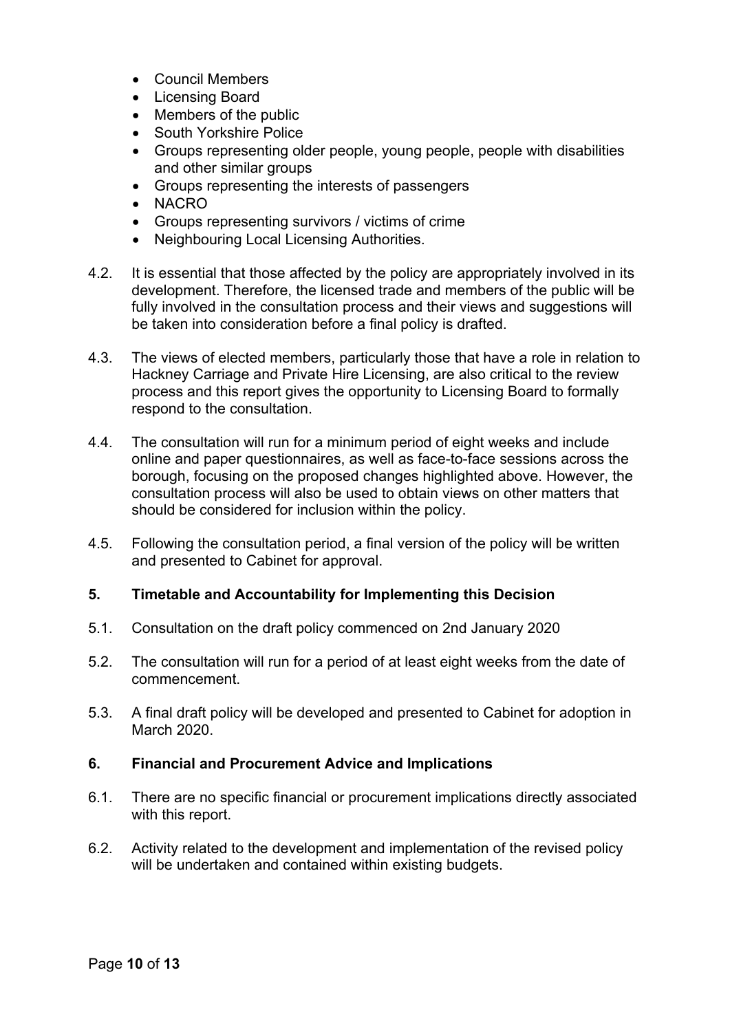- Council Members
- Licensing Board
- Members of the public
- South Yorkshire Police
- Groups representing older people, young people, people with disabilities and other similar groups
- Groups representing the interests of passengers
- NACRO
- Groups representing survivors / victims of crime
- Neighbouring Local Licensing Authorities.

4.2. It is essential that those affected by the policy are appropriately involved in its development. Therefore, the licensed trade and members of the public will be fully involved in the consultation process and their views and suggestions will be taken into consideration before a final policy is drafted.

4.3. The views of elected members, particularly those that have a role in relation to Hackney Carriage and Private Hire Licensing, are also critical to the review process and this report gives the opportunity to Licensing Board to formally respond to the consultation.

4.4. The consultation will run for a minimum period of eight weeks and include online and paper questionnaires, as well as face-to-face sessions across the borough, focusing on the proposed changes highlighted above. However, the consultation process will also be used to obtain views on other matters that should be considered for inclusion within the policy.

4.5. Following the consultation period, a final version of the policy will be written and presented to Cabinet for approval.

## 5. Timetable and Accountability for Implementing this Decision

5.1. Consultation on the draft policy commenced on 2nd January 2020

5.2. The consultation will run for a period of at least eight weeks from the date of commencement.

5.3. A final draft policy will be developed and presented to Cabinet for adoption in March 2020.

## 6. Financial and Procurement Advice and Implications

6.1. There are no specific financial or procurement implications directly associated with this report.

6.2. Activity related to the development and implementation of the revised policy will be undertaken and contained within existing budgets.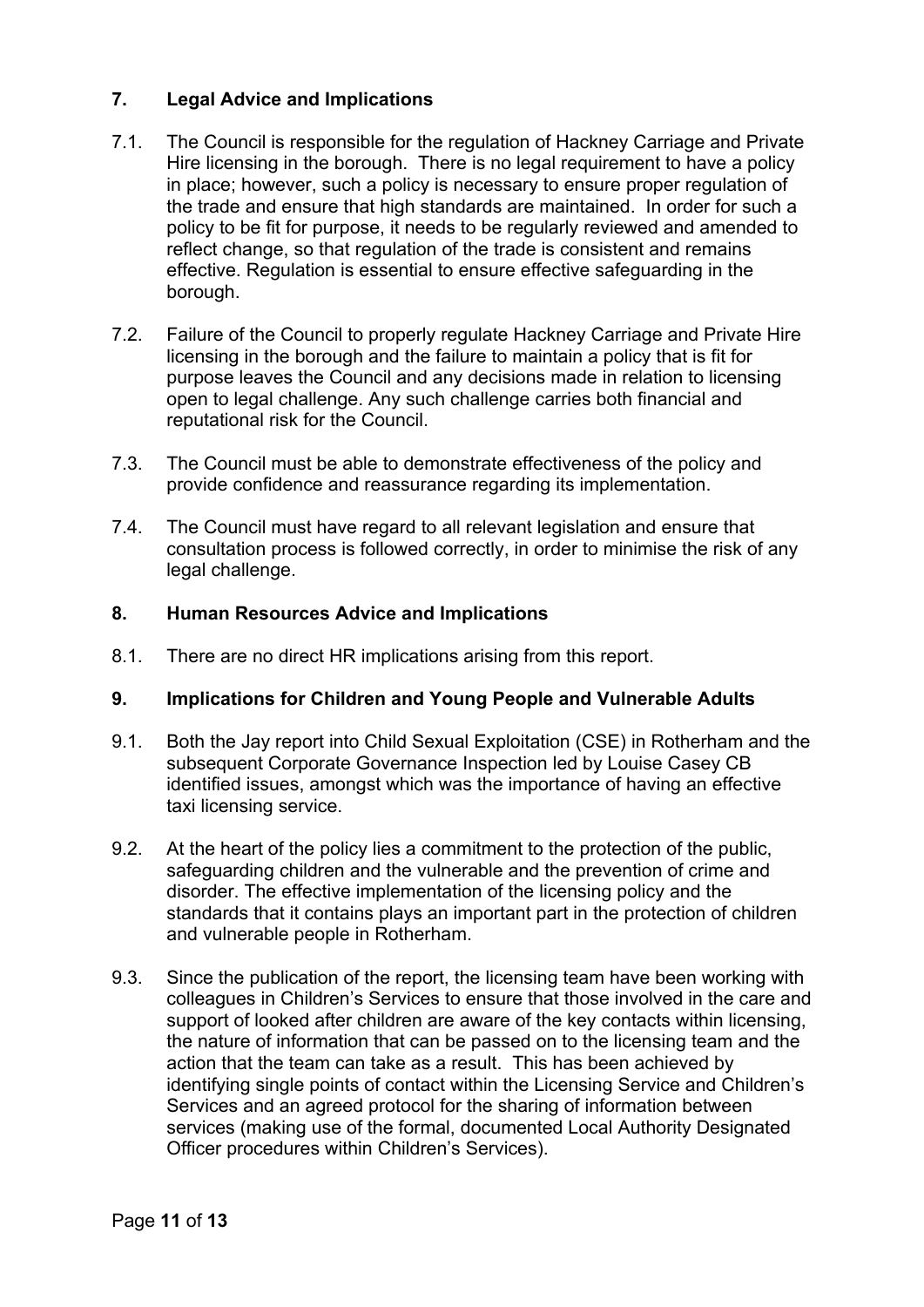## 7. Legal Advice and Implications

7.1. The Council is responsible for the regulation of Hackney Carriage and Private Hire licensing in the borough. There is no legal requirement to have a policy in place; however, such a policy is necessary to ensure proper regulation of the trade and ensure that high standards are maintained. In order for such a policy to be fit for purpose, it needs to be regularly reviewed and amended to reflect change, so that regulation of the trade is consistent and remains effective. Regulation is essential to ensure effective safeguarding in the borough.

7.2. Failure of the Council to properly regulate Hackney Carriage and Private Hire licensing in the borough and the failure to maintain a policy that is fit for purpose leaves the Council and any decisions made in relation to licensing open to legal challenge. Any such challenge carries both financial and reputational risk for the Council.

7.3. The Council must be able to demonstrate effectiveness of the policy and provide confidence and reassurance regarding its implementation.

7.4. The Council must have regard to all relevant legislation and ensure that consultation process is followed correctly, in order to minimise the risk of any legal challenge.

## 8. Human Resources Advice and Implications

8.1. There are no direct HR implications arising from this report.

## 9. Implications for Children and Young People and Vulnerable Adults

9.1. Both the Jay report into Child Sexual Exploitation (CSE) in Rotherham and the subsequent Corporate Governance Inspection led by Louise Casey CB identified issues, amongst which was the importance of having an effective taxi licensing service.

9.2. At the heart of the policy lies a commitment to the protection of the public, safeguarding children and the vulnerable and the prevention of crime and disorder. The effective implementation of the licensing policy and the standards that it contains plays an important part in the protection of children and vulnerable people in Rotherham.

9.3. Since the publication of the report, the licensing team have been working with colleagues in Children's Services to ensure that those involved in the care and support of looked after children are aware of the key contacts within licensing, the nature of information that can be passed on to the licensing team and the action that the team can take as a result. This has been achieved by identifying single points of contact within the Licensing Service and Children's Services and an agreed protocol for the sharing of information between services (making use of the formal, documented Local Authority Designated Officer procedures within Children's Services).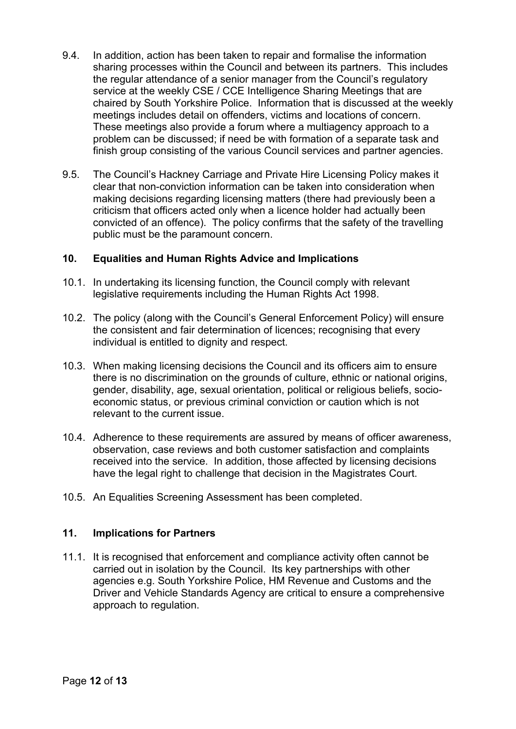9.4. In addition, action has been taken to repair and formalise the information sharing processes within the Council and between its partners. This includes the regular attendance of a senior manager from the Council's regulatory service at the weekly CSE / CCE Intelligence Sharing Meetings that are chaired by South Yorkshire Police. Information that is discussed at the weekly meetings includes detail on offenders, victims and locations of concern. These meetings also provide a forum where a multiagency approach to a problem can be discussed; if need be with formation of a separate task and finish group consisting of the various Council services and partner agencies.

9.5. The Council's Hackney Carriage and Private Hire Licensing Policy makes it clear that non-conviction information can be taken into consideration when making decisions regarding licensing matters (there had previously been a criticism that officers acted only when a licence holder had actually been convicted of an offence). The policy confirms that the safety of the travelling public must be the paramount concern.

## 10. Equalities and Human Rights Advice and Implications

10.1. In undertaking its licensing function, the Council comply with relevant legislative requirements including the Human Rights Act 1998.

10.2. The policy (along with the Council's General Enforcement Policy) will ensure the consistent and fair determination of licences; recognising that every individual is entitled to dignity and respect.

10.3. When making licensing decisions the Council and its officers aim to ensure there is no discrimination on the grounds of culture, ethnic or national origins, gender, disability, age, sexual orientation, political or religious beliefs, socio-economic status, or previous criminal conviction or caution which is not relevant to the current issue.

10.4. Adherence to these requirements are assured by means of officer awareness, observation, case reviews and both customer satisfaction and complaints received into the service. In addition, those affected by licensing decisions have the legal right to challenge that decision in the Magistrates Court.

10.5. An Equalities Screening Assessment has been completed.

## 11. Implications for Partners

11.1. It is recognised that enforcement and compliance activity often cannot be carried out in isolation by the Council. Its key partnerships with other agencies e.g. South Yorkshire Police, HM Revenue and Customs and the Driver and Vehicle Standards Agency are critical to ensure a comprehensive approach to regulation.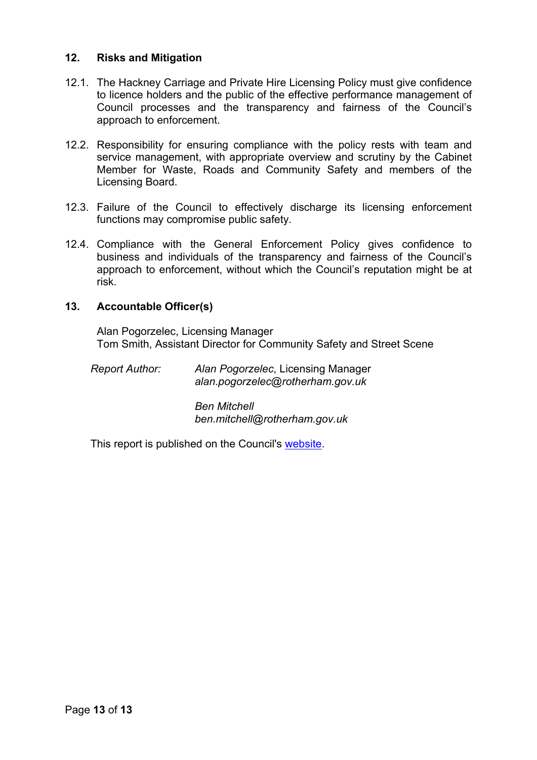## 12. Risks and Mitigation

12.1. The Hackney Carriage and Private Hire Licensing Policy must give confidence to licence holders and the public of the effective performance management of Council processes and the transparency and fairness of the Council's approach to enforcement.

12.2. Responsibility for ensuring compliance with the policy rests with team and service management, with appropriate overview and scrutiny by the Cabinet Member for Waste, Roads and Community Safety and members of the Licensing Board.

12.3. Failure of the Council to effectively discharge its licensing enforcement functions may compromise public safety.

12.4. Compliance with the General Enforcement Policy gives confidence to business and individuals of the transparency and fairness of the Council's approach to enforcement, without which the Council's reputation might be at risk.

## 13. Accountable Officer(s)

Alan Pogorzelec, Licensing Manager
Tom Smith, Assistant Director for Community Safety and Street Scene

*Report Author:* *Alan Pogorzelec*, Licensing Manager
*alan.pogorzelec@rotherham.gov.uk*

*Ben Mitchell*
*ben.mitchell@rotherham.gov.uk*

This report is published on the Council's website.